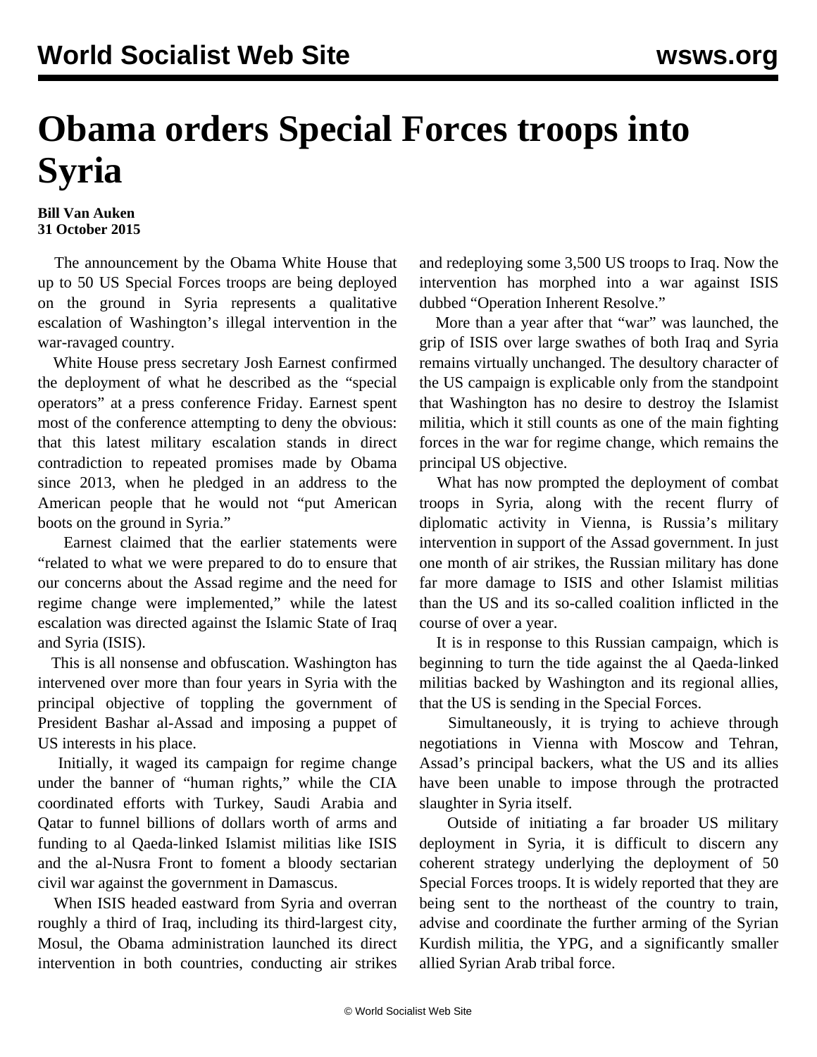# Obama orders Special Forces troops into Syria

**Bill Van Auken**
**31 October 2015**

The announcement by the Obama White House that up to 50 US Special Forces troops are being deployed on the ground in Syria represents a qualitative escalation of Washington's illegal intervention in the war-ravaged country.

White House press secretary Josh Earnest confirmed the deployment of what he described as the "special operators" at a press conference Friday. Earnest spent most of the conference attempting to deny the obvious: that this latest military escalation stands in direct contradiction to repeated promises made by Obama since 2013, when he pledged in an address to the American people that he would not "put American boots on the ground in Syria."

Earnest claimed that the earlier statements were "related to what we were prepared to do to ensure that our concerns about the Assad regime and the need for regime change were implemented," while the latest escalation was directed against the Islamic State of Iraq and Syria (ISIS).

This is all nonsense and obfuscation. Washington has intervened over more than four years in Syria with the principal objective of toppling the government of President Bashar al-Assad and imposing a puppet of US interests in his place.

Initially, it waged its campaign for regime change under the banner of "human rights," while the CIA coordinated efforts with Turkey, Saudi Arabia and Qatar to funnel billions of dollars worth of arms and funding to al Qaeda-linked Islamist militias like ISIS and the al-Nusra Front to foment a bloody sectarian civil war against the government in Damascus.

When ISIS headed eastward from Syria and overran roughly a third of Iraq, including its third-largest city, Mosul, the Obama administration launched its direct intervention in both countries, conducting air strikes and redeploying some 3,500 US troops to Iraq. Now the intervention has morphed into a war against ISIS dubbed "Operation Inherent Resolve."

More than a year after that "war" was launched, the grip of ISIS over large swathes of both Iraq and Syria remains virtually unchanged. The desultory character of the US campaign is explicable only from the standpoint that Washington has no desire to destroy the Islamist militia, which it still counts as one of the main fighting forces in the war for regime change, which remains the principal US objective.

What has now prompted the deployment of combat troops in Syria, along with the recent flurry of diplomatic activity in Vienna, is Russia's military intervention in support of the Assad government. In just one month of air strikes, the Russian military has done far more damage to ISIS and other Islamist militias than the US and its so-called coalition inflicted in the course of over a year.

It is in response to this Russian campaign, which is beginning to turn the tide against the al Qaeda-linked militias backed by Washington and its regional allies, that the US is sending in the Special Forces.

Simultaneously, it is trying to achieve through negotiations in Vienna with Moscow and Tehran, Assad's principal backers, what the US and its allies have been unable to impose through the protracted slaughter in Syria itself.

Outside of initiating a far broader US military deployment in Syria, it is difficult to discern any coherent strategy underlying the deployment of 50 Special Forces troops. It is widely reported that they are being sent to the northeast of the country to train, advise and coordinate the further arming of the Syrian Kurdish militia, the YPG, and a significantly smaller allied Syrian Arab tribal force.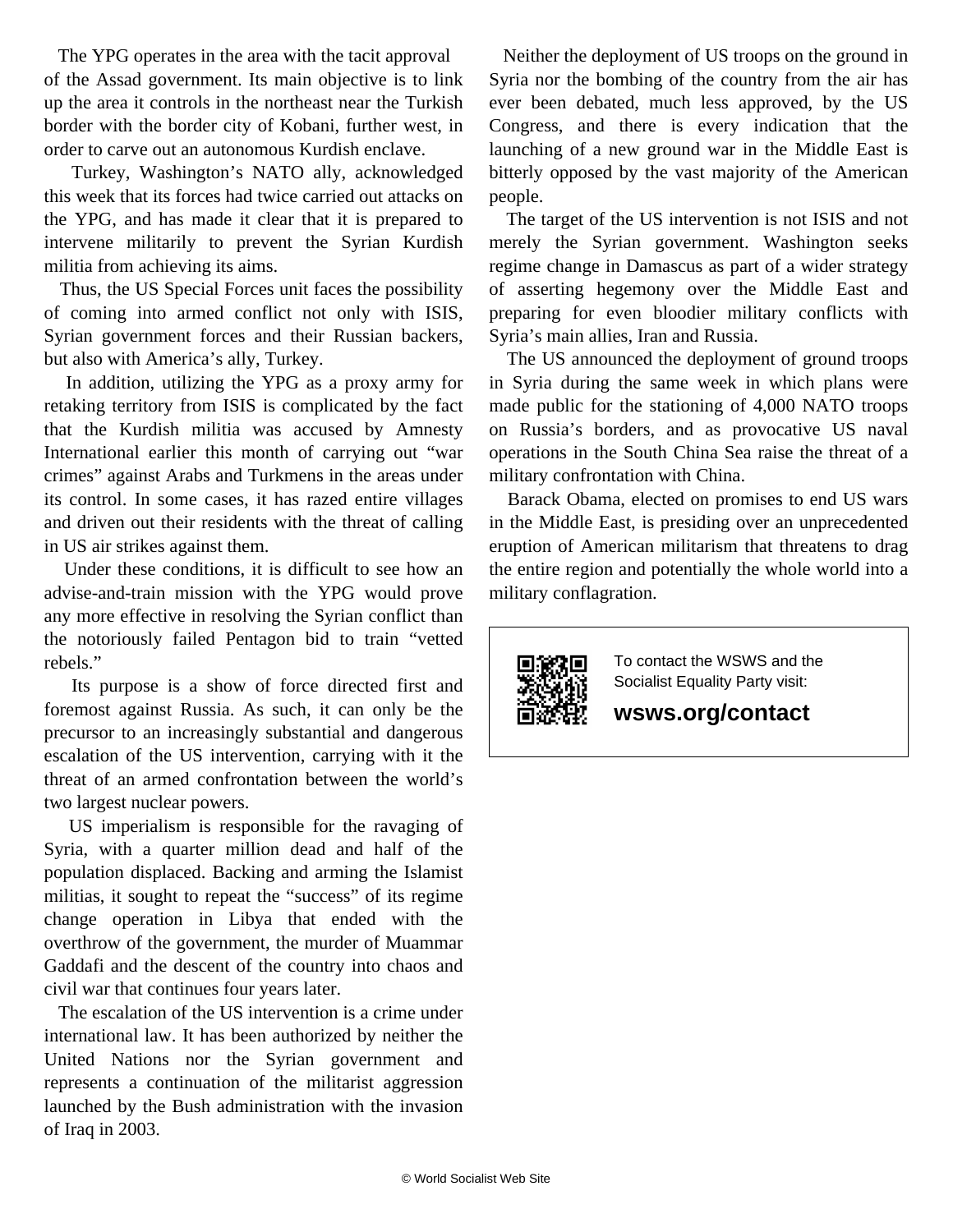The YPG operates in the area with the tacit approval of the Assad government. Its main objective is to link up the area it controls in the northeast near the Turkish border with the border city of Kobani, further west, in order to carve out an autonomous Kurdish enclave.

Turkey, Washington's NATO ally, acknowledged this week that its forces had twice carried out attacks on the YPG, and has made it clear that it is prepared to intervene militarily to prevent the Syrian Kurdish militia from achieving its aims.

Thus, the US Special Forces unit faces the possibility of coming into armed conflict not only with ISIS, Syrian government forces and their Russian backers, but also with America's ally, Turkey.

In addition, utilizing the YPG as a proxy army for retaking territory from ISIS is complicated by the fact that the Kurdish militia was accused by Amnesty International earlier this month of carrying out "war crimes" against Arabs and Turkmens in the areas under its control. In some cases, it has razed entire villages and driven out their residents with the threat of calling in US air strikes against them.

Under these conditions, it is difficult to see how an advise-and-train mission with the YPG would prove any more effective in resolving the Syrian conflict than the notoriously failed Pentagon bid to train "vetted rebels."

Its purpose is a show of force directed first and foremost against Russia. As such, it can only be the precursor to an increasingly substantial and dangerous escalation of the US intervention, carrying with it the threat of an armed confrontation between the world's two largest nuclear powers.

US imperialism is responsible for the ravaging of Syria, with a quarter million dead and half of the population displaced. Backing and arming the Islamist militias, it sought to repeat the "success" of its regime change operation in Libya that ended with the overthrow of the government, the murder of Muammar Gaddafi and the descent of the country into chaos and civil war that continues four years later.

The escalation of the US intervention is a crime under international law. It has been authorized by neither the United Nations nor the Syrian government and represents a continuation of the militarist aggression launched by the Bush administration with the invasion of Iraq in 2003.

Neither the deployment of US troops on the ground in Syria nor the bombing of the country from the air has ever been debated, much less approved, by the US Congress, and there is every indication that the launching of a new ground war in the Middle East is bitterly opposed by the vast majority of the American people.

The target of the US intervention is not ISIS and not merely the Syrian government. Washington seeks regime change in Damascus as part of a wider strategy of asserting hegemony over the Middle East and preparing for even bloodier military conflicts with Syria's main allies, Iran and Russia.

The US announced the deployment of ground troops in Syria during the same week in which plans were made public for the stationing of 4,000 NATO troops on Russia's borders, and as provocative US naval operations in the South China Sea raise the threat of a military confrontation with China.

Barack Obama, elected on promises to end US wars in the Middle East, is presiding over an unprecedented eruption of American militarism that threatens to drag the entire region and potentially the whole world into a military conflagration.

To contact the WSWS and the Socialist Equality Party visit:

**wsws.org/contact**